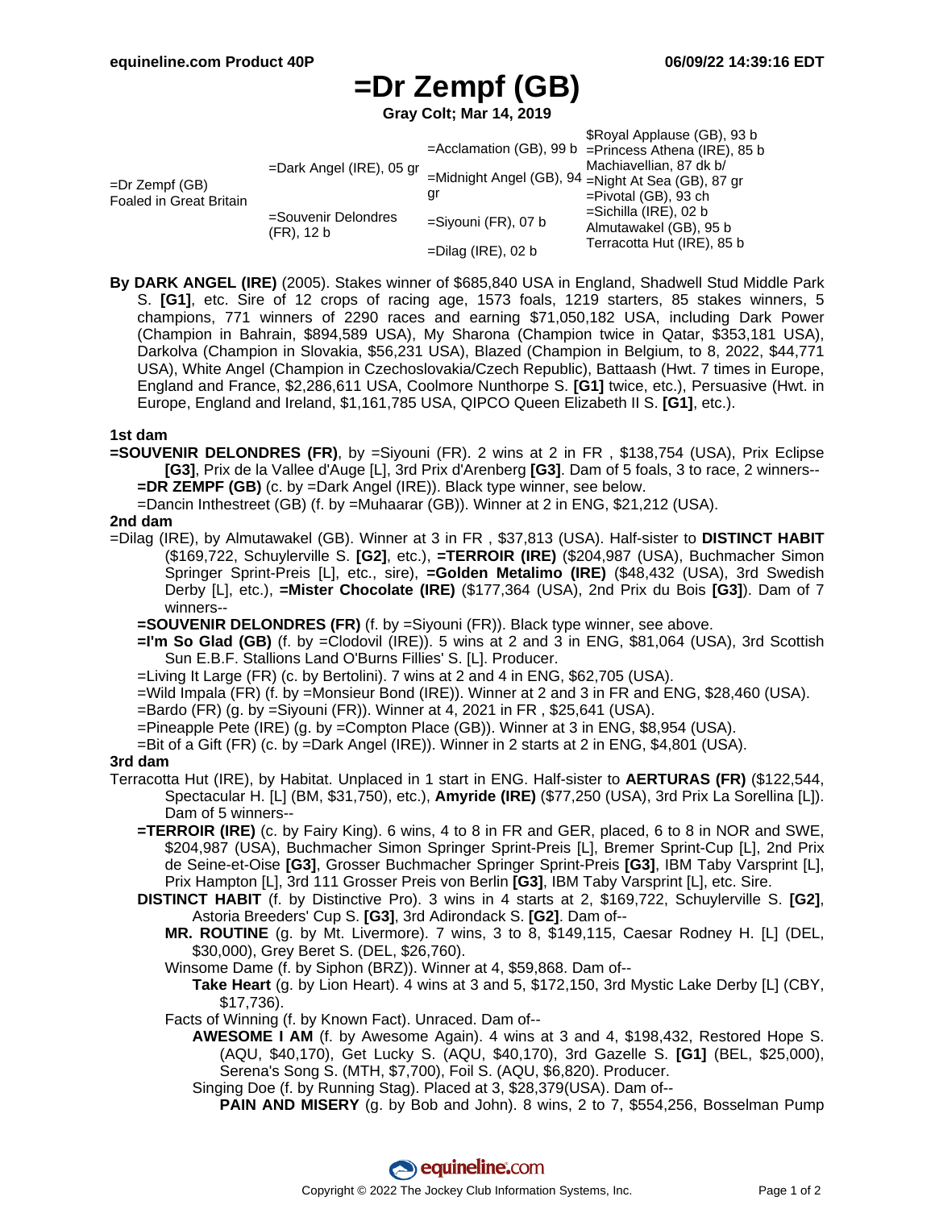equineline.com Product 40P — 06/09/22 14:39:16 EDT

# =Dr Zempf (GB)

**Gray Colt; Mar 14, 2019**

| | | | |
|---|---|---|---|
| =Dr Zempf (GB) Foaled in Great Britain | =Dark Angel (IRE), 05 gr | =Acclamation (GB), 99 b | $Royal Applause (GB), 93 b |
| | | | =Princess Athena (IRE), 85 b |
| | | =Midnight Angel (GB), 94 gr | Machiavellian, 87 dk b/ |
| | | | =Night At Sea (GB), 87 gr |
| | =Souvenir Delondres (FR), 12 b | =Siyouni (FR), 07 b | =Pivotal (GB), 93 ch |
| | | | =Sichilla (IRE), 02 b |
| | | =Dilag (IRE), 02 b | Almutawakel (GB), 95 b |
| | | | Terracotta Hut (IRE), 85 b |

**By DARK ANGEL (IRE)** (2005). Stakes winner of $685,840 USA in England, Shadwell Stud Middle Park S. **[G1]**, etc. Sire of 12 crops of racing age, 1573 foals, 1219 starters, 85 stakes winners, 5 champions, 771 winners of 2290 races and earning $71,050,182 USA, including Dark Power (Champion in Bahrain, $894,589 USA), My Sharona (Champion twice in Qatar, $353,181 USA), Darkolva (Champion in Slovakia, $56,231 USA), Blazed (Champion in Belgium, to 8, 2022, $44,771 USA), White Angel (Champion in Czechoslovakia/Czech Republic), Battaash (Hwt. 7 times in Europe, England and France, $2,286,611 USA, Coolmore Nunthorpe S. **[G1]** twice, etc.), Persuasive (Hwt. in Europe, England and Ireland, $1,161,785 USA, QIPCO Queen Elizabeth II S. **[G1]**, etc.).

### 1st dam

**=SOUVENIR DELONDRES (FR)**, by =Siyouni (FR). 2 wins at 2 in FR , $138,754 (USA), Prix Eclipse **[G3]**, Prix de la Vallee d'Auge [L], 3rd Prix d'Arenberg **[G3]**. Dam of 5 foals, 3 to race, 2 winners--

- **=DR ZEMPF (GB)** (c. by =Dark Angel (IRE)). Black type winner, see below.
- =Dancin Inthestreet (GB) (f. by =Muhaarar (GB)). Winner at 2 in ENG, $21,212 (USA).

### 2nd dam

=Dilag (IRE), by Almutawakel (GB). Winner at 3 in FR , $37,813 (USA). Half-sister to **DISTINCT HABIT** ($169,722, Schuylerville S. **[G2]**, etc.), **=TERROIR (IRE)** ($204,987 (USA), Buchmacher Simon Springer Sprint-Preis [L], etc., sire), **=Golden Metalimo (IRE)** ($48,432 (USA), 3rd Swedish Derby [L], etc.), **=Mister Chocolate (IRE)** ($177,364 (USA), 2nd Prix du Bois **[G3]**). Dam of 7 winners--

- **=SOUVENIR DELONDRES (FR)** (f. by =Siyouni (FR)). Black type winner, see above.
- **=I'm So Glad (GB)** (f. by =Clodovil (IRE)). 5 wins at 2 and 3 in ENG, $81,064 (USA), 3rd Scottish Sun E.B.F. Stallions Land O'Burns Fillies' S. [L]. Producer.
- =Living It Large (FR) (c. by Bertolini). 7 wins at 2 and 4 in ENG, $62,705 (USA).
- =Wild Impala (FR) (f. by =Monsieur Bond (IRE)). Winner at 2 and 3 in FR and ENG, $28,460 (USA).
- =Bardo (FR) (g. by =Siyouni (FR)). Winner at 4, 2021 in FR , $25,641 (USA).
- =Pineapple Pete (IRE) (g. by =Compton Place (GB)). Winner at 3 in ENG, $8,954 (USA).
- =Bit of a Gift (FR) (c. by =Dark Angel (IRE)). Winner in 2 starts at 2 in ENG, $4,801 (USA).

### 3rd dam

Terracotta Hut (IRE), by Habitat. Unplaced in 1 start in ENG. Half-sister to **AERTURAS (FR)** ($122,544, Spectacular H. [L] (BM, $31,750), etc.), **Amyride (IRE)** ($77,250 (USA), 3rd Prix La Sorellina [L]). Dam of 5 winners--

- **=TERROIR (IRE)** (c. by Fairy King). 6 wins, 4 to 8 in FR and GER, placed, 6 to 8 in NOR and SWE, $204,987 (USA), Buchmacher Simon Springer Sprint-Preis [L], Bremer Sprint-Cup [L], 2nd Prix de Seine-et-Oise **[G3]**, Grosser Buchmacher Springer Sprint-Preis **[G3]**, IBM Taby Varsprint [L], Prix Hampton [L], 3rd 111 Grosser Preis von Berlin **[G3]**, IBM Taby Varsprint [L], etc. Sire.
- **DISTINCT HABIT** (f. by Distinctive Pro). 3 wins in 4 starts at 2, $169,722, Schuylerville S. **[G2]**, Astoria Breeders' Cup S. **[G3]**, 3rd Adirondack S. **[G2]**. Dam of--
  - **MR. ROUTINE** (g. by Mt. Livermore). 7 wins, 3 to 8, $149,115, Caesar Rodney H. [L] (DEL, $30,000), Grey Beret S. (DEL, $26,760).
  - Winsome Dame (f. by Siphon (BRZ)). Winner at 4, $59,868. Dam of--
    - **Take Heart** (g. by Lion Heart). 4 wins at 3 and 5, $172,150, 3rd Mystic Lake Derby [L] (CBY, $17,736).
  - Facts of Winning (f. by Known Fact). Unraced. Dam of--
    - **AWESOME I AM** (f. by Awesome Again). 4 wins at 3 and 4, $198,432, Restored Hope S. (AQU, $40,170), Get Lucky S. (AQU, $40,170), 3rd Gazelle S. **[G1]** (BEL, $25,000), Serena's Song S. (MTH, $7,700), Foil S. (AQU, $6,820). Producer.
    - Singing Doe (f. by Running Stag). Placed at 3, $28,379(USA). Dam of--
      - **PAIN AND MISERY** (g. by Bob and John). 8 wins, 2 to 7, $554,256, Bosselman Pump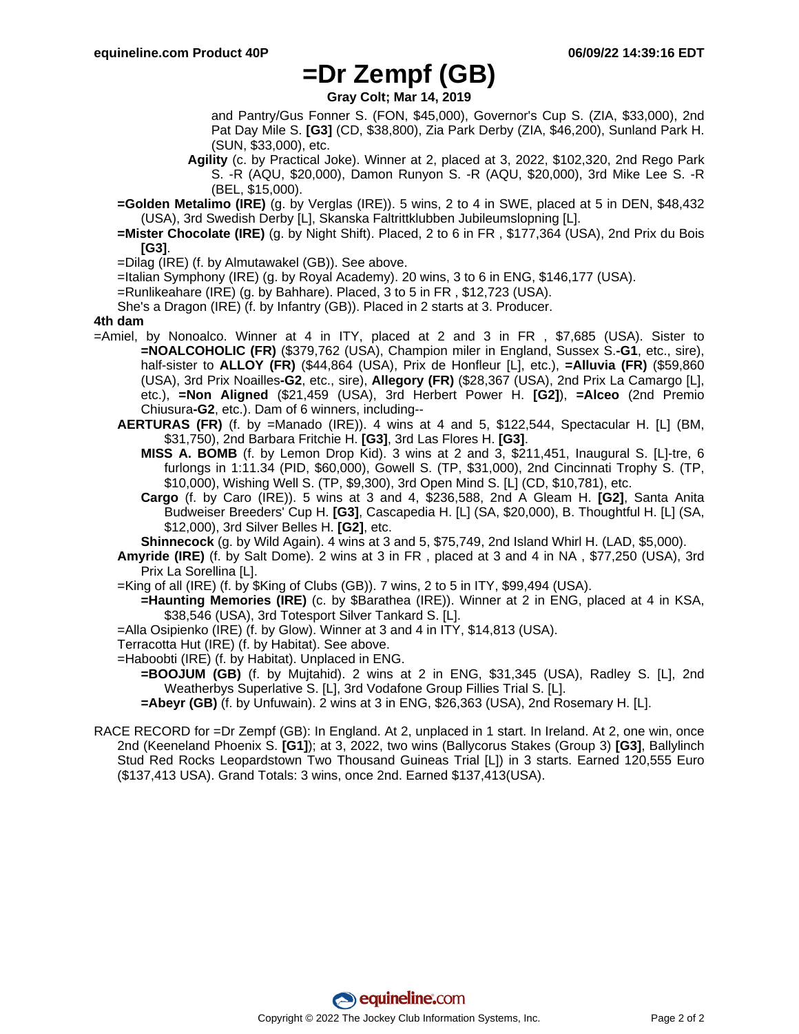# =Dr Zempf (GB)

**Gray Colt; Mar 14, 2019**

and Pantry/Gus Fonner S. (FON, $45,000), Governor's Cup S. (ZIA, $33,000), 2nd Pat Day Mile S. **[G3]** (CD, $38,800), Zia Park Derby (ZIA, $46,200), Sunland Park H. (SUN, $33,000), etc.

**Agility** (c. by Practical Joke). Winner at 2, placed at 3, 2022, $102,320, 2nd Rego Park S. -R (AQU, $20,000), Damon Runyon S. -R (AQU, $20,000), 3rd Mike Lee S. -R (BEL, $15,000).

**=Golden Metalimo (IRE)** (g. by Verglas (IRE)). 5 wins, 2 to 4 in SWE, placed at 5 in DEN, $48,432 (USA), 3rd Swedish Derby [L], Skanska Faltrittklubben Jubileumslopning [L].

**=Mister Chocolate (IRE)** (g. by Night Shift). Placed, 2 to 6 in FR , $177,364 (USA), 2nd Prix du Bois **[G3]**.

=Dilag (IRE) (f. by Almutawakel (GB)). See above.

=Italian Symphony (IRE) (g. by Royal Academy). 20 wins, 3 to 6 in ENG, $146,177 (USA).

=Runlikeahare (IRE) (g. by Bahhare). Placed, 3 to 5 in FR , $12,723 (USA).

She's a Dragon (IRE) (f. by Infantry (GB)). Placed in 2 starts at 3. Producer.

**4th dam**

=Amiel, by Nonoalco. Winner at 4 in ITY, placed at 2 and 3 in FR , $7,685 (USA). Sister to **=NOALCOHOLIC (FR)** ($379,762 (USA), Champion miler in England, Sussex S.**-G1**, etc., sire), half-sister to **ALLOY (FR)** ($44,864 (USA), Prix de Honfleur [L], etc.), **=Alluvia (FR)** ($59,860 (USA), 3rd Prix Noailles**-G2**, etc., sire), **Allegory (FR)** ($28,367 (USA), 2nd Prix La Camargo [L], etc.), **=Non Aligned** ($21,459 (USA), 3rd Herbert Power H. **[G2]**), **=Alceo** (2nd Premio Chiusura**-G2**, etc.). Dam of 6 winners, including--

**AERTURAS (FR)** (f. by =Manado (IRE)). 4 wins at 4 and 5, $122,544, Spectacular H. [L] (BM, $31,750), 2nd Barbara Fritchie H. **[G3]**, 3rd Las Flores H. **[G3]**.

**MISS A. BOMB** (f. by Lemon Drop Kid). 3 wins at 2 and 3, $211,451, Inaugural S. [L]-tre, 6 furlongs in 1:11.34 (PID, $60,000), Gowell S. (TP, $31,000), 2nd Cincinnati Trophy S. (TP, $10,000), Wishing Well S. (TP, $9,300), 3rd Open Mind S. [L] (CD, $10,781), etc.

**Cargo** (f. by Caro (IRE)). 5 wins at 3 and 4, $236,588, 2nd A Gleam H. **[G2]**, Santa Anita Budweiser Breeders' Cup H. **[G3]**, Cascapedia H. [L] (SA, $20,000), B. Thoughtful H. [L] (SA, $12,000), 3rd Silver Belles H. **[G2]**, etc.

**Shinnecock** (g. by Wild Again). 4 wins at 3 and 5, $75,749, 2nd Island Whirl H. (LAD, $5,000).

**Amyride (IRE)** (f. by Salt Dome). 2 wins at 3 in FR , placed at 3 and 4 in NA , $77,250 (USA), 3rd Prix La Sorellina [L].

=King of all (IRE) (f. by $King of Clubs (GB)). 7 wins, 2 to 5 in ITY, $99,494 (USA).

**=Haunting Memories (IRE)** (c. by $Barathea (IRE)). Winner at 2 in ENG, placed at 4 in KSA, $38,546 (USA), 3rd Totesport Silver Tankard S. [L].

=Alla Osipienko (IRE) (f. by Glow). Winner at 3 and 4 in ITY, $14,813 (USA).

Terracotta Hut (IRE) (f. by Habitat). See above.

=Haboobti (IRE) (f. by Habitat). Unplaced in ENG.

**=BOOJUM (GB)** (f. by Mujtahid). 2 wins at 2 in ENG, $31,345 (USA), Radley S. [L], 2nd Weatherbys Superlative S. [L], 3rd Vodafone Group Fillies Trial S. [L].

**=Abeyr (GB)** (f. by Unfuwain). 2 wins at 3 in ENG, $26,363 (USA), 2nd Rosemary H. [L].

RACE RECORD for =Dr Zempf (GB): In England. At 2, unplaced in 1 start. In Ireland. At 2, one win, once 2nd (Keeneland Phoenix S. **[G1]**); at 3, 2022, two wins (Ballycorus Stakes (Group 3) **[G3]**, Ballylinch Stud Red Rocks Leopardstown Two Thousand Guineas Trial [L]) in 3 starts. Earned 120,555 Euro ($137,413 USA). Grand Totals: 3 wins, once 2nd. Earned $137,413(USA).